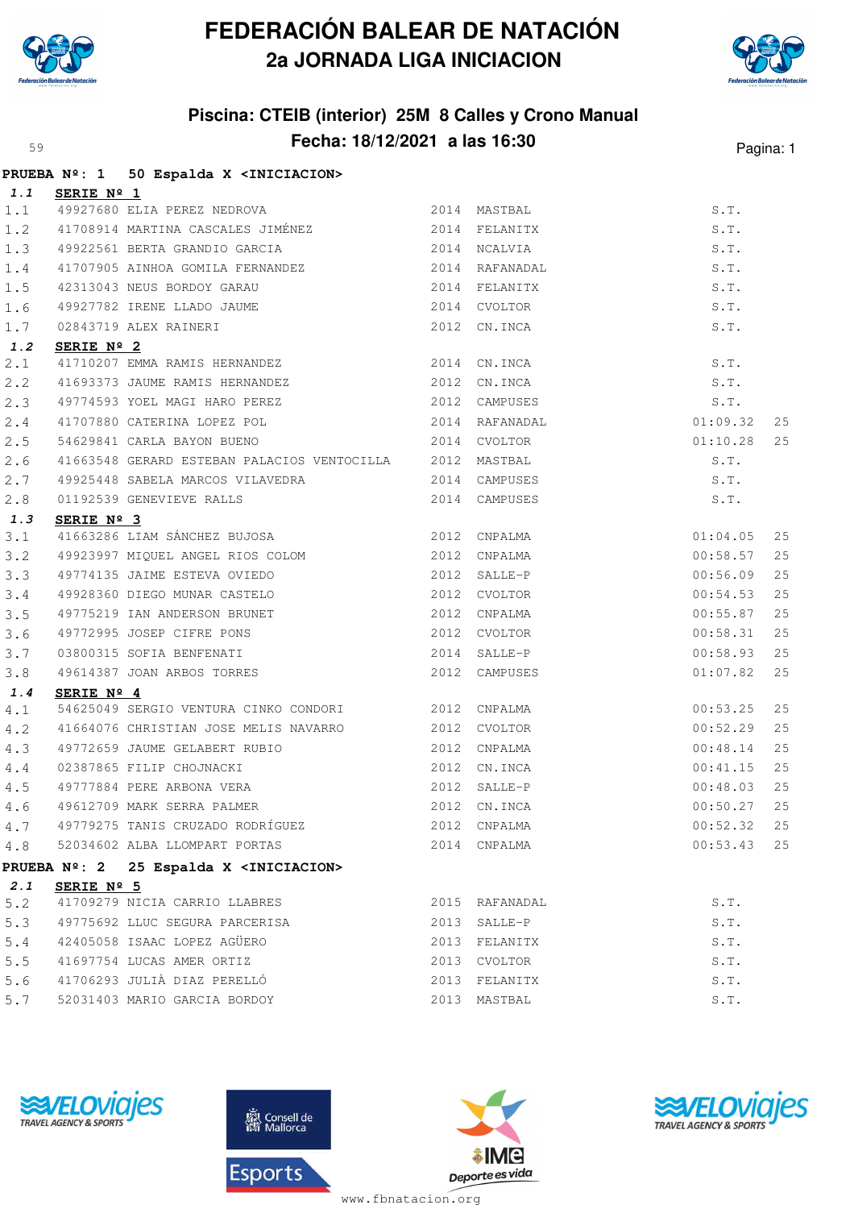# FEDERACIÓN BALEAR DE NATACIÓN

## 2a JORNADA LIGA INICIACION

### Piscina: CTEIB (interior) 25M 8 Calles y Crono Manual

### Fecha: 18/12/2021 a las 16:30

**PRUEBA Nº: 1 50 Espalda X <INICIACION>**

**1.1 SERIE Nº 1**

| | | | | | | |
|---|---|---|---|---|---|---|
| 1.1 | 49927680 | ELIA PEREZ NEDROVA | 2014 | MASTBAL | S.T. | |
| 1.2 | 41708914 | MARTINA CASCALES JIMÉNEZ | 2014 | FELANITX | S.T. | |
| 1.3 | 49922561 | BERTA GRANDIO GARCIA | 2014 | NCALVIA | S.T. | |
| 1.4 | 41707905 | AINHOA GOMILA FERNANDEZ | 2014 | RAFANADAL | S.T. | |
| 1.5 | 42313043 | NEUS BORDOY GARAU | 2014 | FELANITX | S.T. | |
| 1.6 | 49927782 | IRENE LLADO JAUME | 2014 | CVOLTOR | S.T. | |
| 1.7 | 02843719 | ALEX RAINERI | 2012 | CN.INCA | S.T. | |

**1.2 SERIE Nº 2**

| | | | | | | |
|---|---|---|---|---|---|---|
| 2.1 | 41710207 | EMMA RAMIS HERNANDEZ | 2014 | CN.INCA | S.T. | |
| 2.2 | 41693373 | JAUME RAMIS HERNANDEZ | 2012 | CN.INCA | S.T. | |
| 2.3 | 49774593 | YOEL MAGI HARO PEREZ | 2012 | CAMPUSES | S.T. | |
| 2.4 | 41707880 | CATERINA LOPEZ POL | 2014 | RAFANADAL | 01:09.32 | 25 |
| 2.5 | 54629841 | CARLA BAYON BUENO | 2014 | CVOLTOR | 01:10.28 | 25 |
| 2.6 | 41663548 | GERARD ESTEBAN PALACIOS VENTOCILLA | 2012 | MASTBAL | S.T. | |
| 2.7 | 49925448 | SABELA MARCOS VILAVEDRA | 2014 | CAMPUSES | S.T. | |
| 2.8 | 01192539 | GENEVIEVE RALLS | 2014 | CAMPUSES | S.T. | |

**1.3 SERIE Nº 3**

| | | | | | | |
|---|---|---|---|---|---|---|
| 3.1 | 41663286 | LIAM SÁNCHEZ BUJOSA | 2012 | CNPALMA | 01:04.05 | 25 |
| 3.2 | 49923997 | MIQUEL ANGEL RIOS COLOM | 2012 | CNPALMA | 00:58.57 | 25 |
| 3.3 | 49774135 | JAIME ESTEVA OVIEDO | 2012 | SALLE-P | 00:56.09 | 25 |
| 3.4 | 49928360 | DIEGO MUNAR CASTELO | 2012 | CVOLTOR | 00:54.53 | 25 |
| 3.5 | 49775219 | IAN ANDERSON BRUNET | 2012 | CNPALMA | 00:55.87 | 25 |
| 3.6 | 49772995 | JOSEP CIFRE PONS | 2012 | CVOLTOR | 00:58.31 | 25 |
| 3.7 | 03800315 | SOFIA BENFENATI | 2014 | SALLE-P | 00:58.93 | 25 |
| 3.8 | 49614387 | JOAN ARBOS TORRES | 2012 | CAMPUSES | 01:07.82 | 25 |

**1.4 SERIE Nº 4**

| | | | | | | |
|---|---|---|---|---|---|---|
| 4.1 | 54625049 | SERGIO VENTURA CINKO CONDORI | 2012 | CNPALMA | 00:53.25 | 25 |
| 4.2 | 41664076 | CHRISTIAN JOSE MELIS NAVARRO | 2012 | CVOLTOR | 00:52.29 | 25 |
| 4.3 | 49772659 | JAUME GELABERT RUBIO | 2012 | CNPALMA | 00:48.14 | 25 |
| 4.4 | 02387865 | FILIP CHOJNACKI | 2012 | CN.INCA | 00:41.15 | 25 |
| 4.5 | 49777884 | PERE ARBONA VERA | 2012 | SALLE-P | 00:48.03 | 25 |
| 4.6 | 49612709 | MARK SERRA PALMER | 2012 | CN.INCA | 00:50.27 | 25 |
| 4.7 | 49779275 | TANIS CRUZADO RODRÍGUEZ | 2012 | CNPALMA | 00:52.32 | 25 |
| 4.8 | 52034602 | ALBA LLOMPART PORTAS | 2014 | CNPALMA | 00:53.43 | 25 |

**PRUEBA Nº: 2 25 Espalda X <INICIACION>**

**2.1 SERIE Nº 5**

| | | | | | |
|---|---|---|---|---|---|
| 5.2 | 41709279 | NICIA CARRIO LLABRES | 2015 | RAFANADAL | S.T. |
| 5.3 | 49775692 | LLUC SEGURA PARCERISA | 2013 | SALLE-P | S.T. |
| 5.4 | 42405058 | ISAAC LOPEZ AGÜERO | 2013 | FELANITX | S.T. |
| 5.5 | 41697754 | LUCAS AMER ORTIZ | 2013 | CVOLTOR | S.T. |
| 5.6 | 41706293 | JULIÀ DIAZ PERELLÓ | 2013 | FELANITX | S.T. |
| 5.7 | 52031403 | MARIO GARCIA BORDOY | 2013 | MASTBAL | S.T. |

www.fbnatacion.org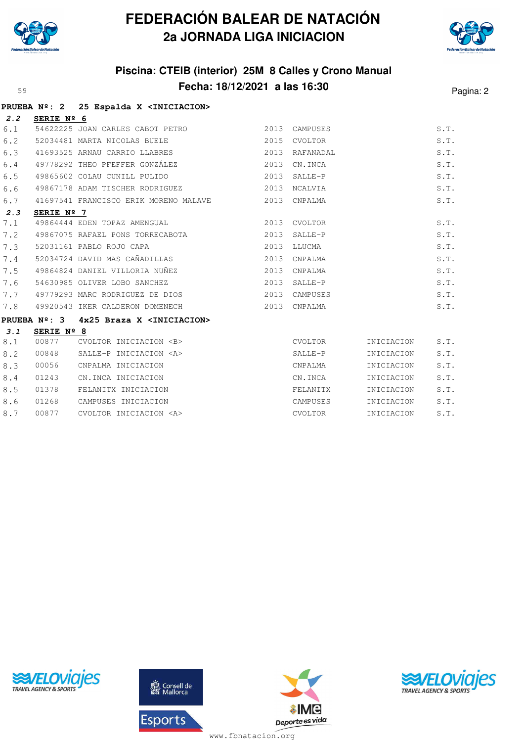PRUEBA Nº: 2 25 Espalda X <INICIACION>

**2.2 SERIE Nº 6**

| | | | | | |
|---|---|---|---|---|---|
| 6.1 | 54622225 | JOAN CARLES CABOT PETRO | 2013 | CAMPUSES | S.T. |
| 6.2 | 52034481 | MARTA NICOLAS BUELE | 2015 | CVOLTOR | S.T. |
| 6.3 | 41693525 | ARNAU CARRIO LLABRES | 2013 | RAFANADAL | S.T. |
| 6.4 | 49778292 | THEO PFEFFER GONZÁLEZ | 2013 | CN.INCA | S.T. |
| 6.5 | 49865602 | COLAU CUNILL PULIDO | 2013 | SALLE-P | S.T. |
| 6.6 | 49867178 | ADAM TISCHER RODRIGUEZ | 2013 | NCALVIA | S.T. |
| 6.7 | 41697541 | FRANCISCO ERIK MORENO MALAVE | 2013 | CNPALMA | S.T. |

**2.3 SERIE Nº 7**

| | | | | | |
|---|---|---|---|---|---|
| 7.1 | 49864444 | EDEN TOPAZ AMENGUAL | 2013 | CVOLTOR | S.T. |
| 7.2 | 49867075 | RAFAEL PONS TORRECABOTA | 2013 | SALLE-P | S.T. |
| 7.3 | 52031161 | PABLO ROJO CAPA | 2013 | LLUCMA | S.T. |
| 7.4 | 52034724 | DAVID MAS CAÑADILLAS | 2013 | CNPALMA | S.T. |
| 7.5 | 49864824 | DANIEL VILLORIA NUÑEZ | 2013 | CNPALMA | S.T. |
| 7.6 | 54630985 | OLIVER LOBO SANCHEZ | 2013 | SALLE-P | S.T. |
| 7.7 | 49779293 | MARC RODRIGUEZ DE DIOS | 2013 | CAMPUSES | S.T. |
| 7.8 | 49920543 | IKER CALDERON DOMENECH | 2013 | CNPALMA | S.T. |

PRUEBA Nº: 3 4x25 Braza X <INICIACION>

**3.1 SERIE Nº 8**

| | | | | | |
|---|---|---|---|---|---|
| 8.1 | 00877 | CVOLTOR INICIACION <B> | CVOLTOR | INICIACION | S.T. |
| 8.2 | 00848 | SALLE-P INICIACION <A> | SALLE-P | INICIACION | S.T. |
| 8.3 | 00056 | CNPALMA INICIACION | CNPALMA | INICIACION | S.T. |
| 8.4 | 01243 | CN.INCA INICIACION | CN.INCA | INICIACION | S.T. |
| 8.5 | 01378 | FELANITX INICIACION | FELANITX | INICIACION | S.T. |
| 8.6 | 01268 | CAMPUSES INICIACION | CAMPUSES | INICIACION | S.T. |
| 8.7 | 00877 | CVOLTOR INICIACION <A> | CVOLTOR | INICIACION | S.T. |